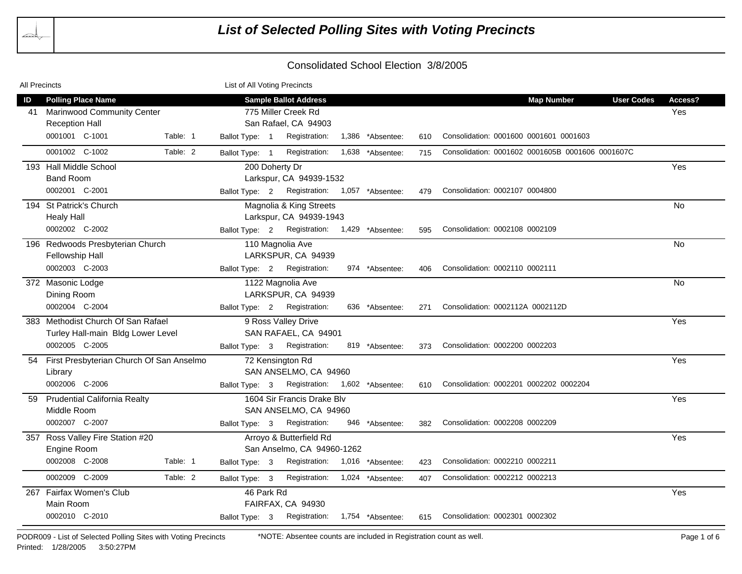# List of Selected Polling Sites with Voting Precincts

## Consolidated School Election 3/8/2005

All Precincts — List of All Voting Precincts

| ID | Polling Place Name | | Sample Ballot Address | | | | | Map Number | User Codes | Access? |
|---|---|---|---|---|---|---|---|---|---|---|
| 41 | Marinwood Community Center<br>Reception Hall | | 775 Miller Creek Rd<br>San Rafael, CA 94903 | | | | | | | Yes |
| | 0001001 C-1001 | Table: 1 | Ballot Type: 1 | Registration: 1,386 | *Absentee: 610 | Consolidation: 0001600 0001601 0001603 | | | | |
| | 0001002 C-1002 | Table: 2 | Ballot Type: 1 | Registration: 1,638 | *Absentee: 715 | Consolidation: 0001602 0001605B 0001606 0001607C | | | | |
| 193 | Hall Middle School<br>Band Room | | 200 Doherty Dr<br>Larkspur, CA 94939-1532 | | | | | | | Yes |
| | 0002001 C-2001 | | Ballot Type: 2 | Registration: 1,057 | *Absentee: 479 | Consolidation: 0002107 0004800 | | | | |
| 194 | St Patrick's Church<br>Healy Hall | | Magnolia & King Streets<br>Larkspur, CA 94939-1943 | | | | | | | No |
| | 0002002 C-2002 | | Ballot Type: 2 | Registration: 1,429 | *Absentee: 595 | Consolidation: 0002108 0002109 | | | | |
| 196 | Redwoods Presbyterian Church<br>Fellowship Hall | | 110 Magnolia Ave<br>LARKSPUR, CA 94939 | | | | | | | No |
| | 0002003 C-2003 | | Ballot Type: 2 | Registration: 974 | *Absentee: 406 | Consolidation: 0002110 0002111 | | | | |
| 372 | Masonic Lodge<br>Dining Room | | 1122 Magnolia Ave<br>LARKSPUR, CA 94939 | | | | | | | No |
| | 0002004 C-2004 | | Ballot Type: 2 | Registration: 636 | *Absentee: 271 | Consolidation: 0002112A 0002112D | | | | |
| 383 | Methodist Church Of San Rafael<br>Turley Hall-main Bldg Lower Level | | 9 Ross Valley Drive<br>SAN RAFAEL, CA 94901 | | | | | | | Yes |
| | 0002005 C-2005 | | Ballot Type: 3 | Registration: 819 | *Absentee: 373 | Consolidation: 0002200 0002203 | | | | |
| 54 | First Presbyterian Church Of San Anselmo<br>Library | | 72 Kensington Rd<br>SAN ANSELMO, CA 94960 | | | | | | | Yes |
| | 0002006 C-2006 | | Ballot Type: 3 | Registration: 1,602 | *Absentee: 610 | Consolidation: 0002201 0002202 0002204 | | | | |
| 59 | Prudential California Realty<br>Middle Room | | 1604 Sir Francis Drake Blv<br>SAN ANSELMO, CA 94960 | | | | | | | Yes |
| | 0002007 C-2007 | | Ballot Type: 3 | Registration: 946 | *Absentee: 382 | Consolidation: 0002208 0002209 | | | | |
| 357 | Ross Valley Fire Station #20<br>Engine Room | | Arroyo & Butterfield Rd<br>San Anselmo, CA 94960-1262 | | | | | | | Yes |
| | 0002008 C-2008 | Table: 1 | Ballot Type: 3 | Registration: 1,016 | *Absentee: 423 | Consolidation: 0002210 0002211 | | | | |
| | 0002009 C-2009 | Table: 2 | Ballot Type: 3 | Registration: 1,024 | *Absentee: 407 | Consolidation: 0002212 0002213 | | | | |
| 267 | Fairfax Women's Club<br>Main Room | | 46 Park Rd<br>FAIRFAX, CA 94930 | | | | | | | Yes |
| | 0002010 C-2010 | | Ballot Type: 3 | Registration: 1,754 | *Absentee: 615 | Consolidation: 0002301 0002302 | | | | |

PODR009 - List of Selected Polling Sites with Voting Precincts

*NOTE: Absentee counts are included in Registration count as well.

Printed: 1/28/2005 3:50:27PM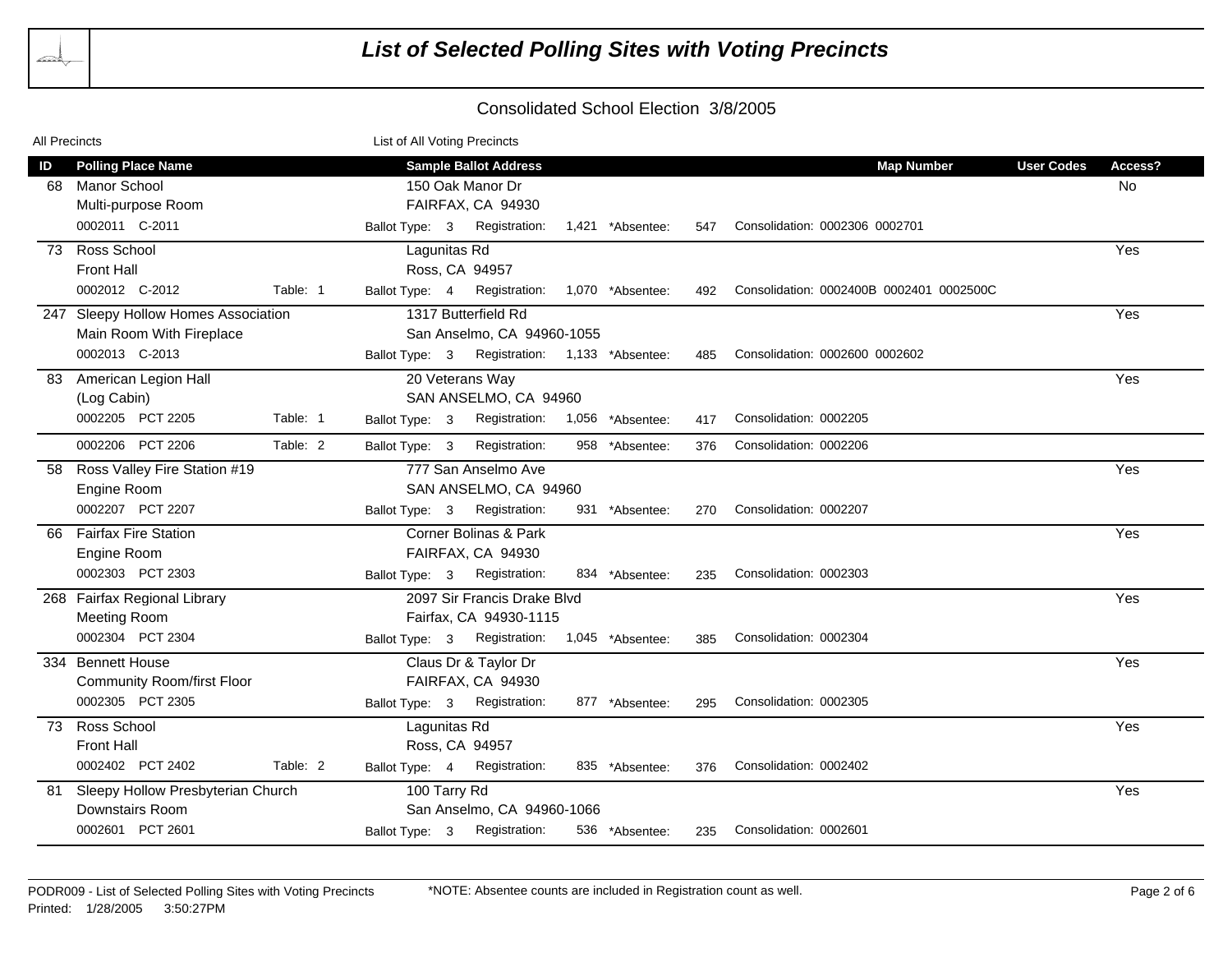# List of Selected Polling Sites with Voting Precincts

## Consolidated School Election 3/8/2005

All Precincts — List of All Voting Precincts

| ID | Polling Place Name | | Sample Ballot Address | | | | Map Number | User Codes | Access? |
|---|---|---|---|---|---|---|---|---|---|
| 68 | Manor School<br>Multi-purpose Room<br>0002011 C-2011 | | 150 Oak Manor Dr<br>FAIRFAX, CA 94930<br>Ballot Type: 3 | Registration: 1,421 | *Absentee: 547 | Consolidation: 0002306 0002701 | | | No |
| 73 | Ross School<br>Front Hall<br>0002012 C-2012 | Table: 1 | Lagunitas Rd<br>Ross, CA 94957<br>Ballot Type: 4 | Registration: 1,070 | *Absentee: 492 | Consolidation: 0002400B 0002401 0002500C | | | Yes |
| 247 | Sleepy Hollow Homes Association<br>Main Room With Fireplace<br>0002013 C-2013 | | 1317 Butterfield Rd<br>San Anselmo, CA 94960-1055<br>Ballot Type: 3 | Registration: 1,133 | *Absentee: 485 | Consolidation: 0002600 0002602 | | | Yes |
| 83 | American Legion Hall<br>(Log Cabin)<br>0002205 PCT 2205 | Table: 1 | 20 Veterans Way<br>SAN ANSELMO, CA 94960<br>Ballot Type: 3 | Registration: 1,056 | *Absentee: 417 | Consolidation: 0002205 | | | Yes |
| | 0002206 PCT 2206 | Table: 2 | Ballot Type: 3 | Registration: 958 | *Absentee: 376 | Consolidation: 0002206 | | | |
| 58 | Ross Valley Fire Station #19<br>Engine Room<br>0002207 PCT 2207 | | 777 San Anselmo Ave<br>SAN ANSELMO, CA 94960<br>Ballot Type: 3 | Registration: 931 | *Absentee: 270 | Consolidation: 0002207 | | | Yes |
| 66 | Fairfax Fire Station<br>Engine Room<br>0002303 PCT 2303 | | Corner Bolinas & Park<br>FAIRFAX, CA 94930<br>Ballot Type: 3 | Registration: 834 | *Absentee: 235 | Consolidation: 0002303 | | | Yes |
| 268 | Fairfax Regional Library<br>Meeting Room<br>0002304 PCT 2304 | | 2097 Sir Francis Drake Blvd<br>Fairfax, CA 94930-1115<br>Ballot Type: 3 | Registration: 1,045 | *Absentee: 385 | Consolidation: 0002304 | | | Yes |
| 334 | Bennett House<br>Community Room/first Floor<br>0002305 PCT 2305 | | Claus Dr & Taylor Dr<br>FAIRFAX, CA 94930<br>Ballot Type: 3 | Registration: 877 | *Absentee: 295 | Consolidation: 0002305 | | | Yes |
| 73 | Ross School<br>Front Hall<br>0002402 PCT 2402 | Table: 2 | Lagunitas Rd<br>Ross, CA 94957<br>Ballot Type: 4 | Registration: 835 | *Absentee: 376 | Consolidation: 0002402 | | | Yes |
| 81 | Sleepy Hollow Presbyterian Church<br>Downstairs Room<br>0002601 PCT 2601 | | 100 Tarry Rd<br>San Anselmo, CA 94960-1066<br>Ballot Type: 3 | Registration: 536 | *Absentee: 235 | Consolidation: 0002601 | | | Yes |

PODR009 - List of Selected Polling Sites with Voting Precincts
Printed: 1/28/2005 3:50:27PM

*NOTE: Absentee counts are included in Registration count as well.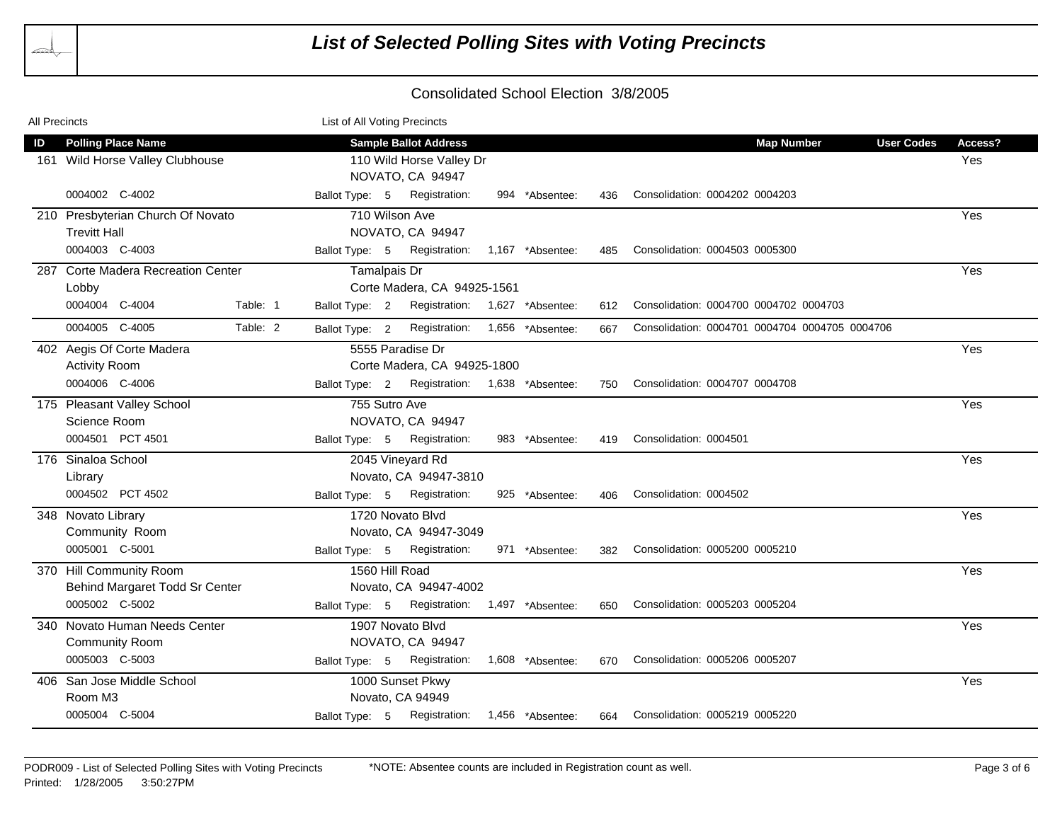# List of Selected Polling Sites with Voting Precincts

## Consolidated School Election 3/8/2005

All Precincts — List of All Voting Precincts

| ID | Polling Place Name | | Sample Ballot Address | Map Number | User Codes | Access? |
|---|---|---|---|---|---|---|
| 161 | Wild Horse Valley Clubhouse | | 110 Wild Horse Valley Dr<br>NOVATO, CA 94947 | | | Yes |
| | 0004002 C-4002 | | Ballot Type: 5 Registration: 994 *Absentee: 436 | Consolidation: 0004202 0004203 | | |
| 210 | Presbyterian Church Of Novato<br>Trevitt Hall | | 710 Wilson Ave<br>NOVATO, CA 94947 | | | Yes |
| | 0004003 C-4003 | | Ballot Type: 5 Registration: 1,167 *Absentee: 485 | Consolidation: 0004503 0005300 | | |
| 287 | Corte Madera Recreation Center<br>Lobby | | Tamalpais Dr<br>Corte Madera, CA 94925-1561 | | | Yes |
| | 0004004 C-4004 | Table: 1 | Ballot Type: 2 Registration: 1,627 *Absentee: 612 | Consolidation: 0004700 0004702 0004703 | | |
| | 0004005 C-4005 | Table: 2 | Ballot Type: 2 Registration: 1,656 *Absentee: 667 | Consolidation: 0004701 0004704 0004705 0004706 | | |
| 402 | Aegis Of Corte Madera<br>Activity Room | | 5555 Paradise Dr<br>Corte Madera, CA 94925-1800 | | | Yes |
| | 0004006 C-4006 | | Ballot Type: 2 Registration: 1,638 *Absentee: 750 | Consolidation: 0004707 0004708 | | |
| 175 | Pleasant Valley School<br>Science Room | | 755 Sutro Ave<br>NOVATO, CA 94947 | | | Yes |
| | 0004501 PCT 4501 | | Ballot Type: 5 Registration: 983 *Absentee: 419 | Consolidation: 0004501 | | |
| 176 | Sinaloa School<br>Library | | 2045 Vineyard Rd<br>Novato, CA 94947-3810 | | | Yes |
| | 0004502 PCT 4502 | | Ballot Type: 5 Registration: 925 *Absentee: 406 | Consolidation: 0004502 | | |
| 348 | Novato Library<br>Community Room | | 1720 Novato Blvd<br>Novato, CA 94947-3049 | | | Yes |
| | 0005001 C-5001 | | Ballot Type: 5 Registration: 971 *Absentee: 382 | Consolidation: 0005200 0005210 | | |
| 370 | Hill Community Room<br>Behind Margaret Todd Sr Center | | 1560 Hill Road<br>Novato, CA 94947-4002 | | | Yes |
| | 0005002 C-5002 | | Ballot Type: 5 Registration: 1,497 *Absentee: 650 | Consolidation: 0005203 0005204 | | |
| 340 | Novato Human Needs Center<br>Community Room | | 1907 Novato Blvd<br>NOVATO, CA 94947 | | | Yes |
| | 0005003 C-5003 | | Ballot Type: 5 Registration: 1,608 *Absentee: 670 | Consolidation: 0005206 0005207 | | |
| 406 | San Jose Middle School<br>Room M3 | | 1000 Sunset Pkwy<br>Novato, CA 94949 | | | Yes |
| | 0005004 C-5004 | | Ballot Type: 5 Registration: 1,456 *Absentee: 664 | Consolidation: 0005219 0005220 | | |

PODR009 - List of Selected Polling Sites with Voting Precincts
Printed: 1/28/2005 3:50:27PM

*NOTE: Absentee counts are included in Registration count as well.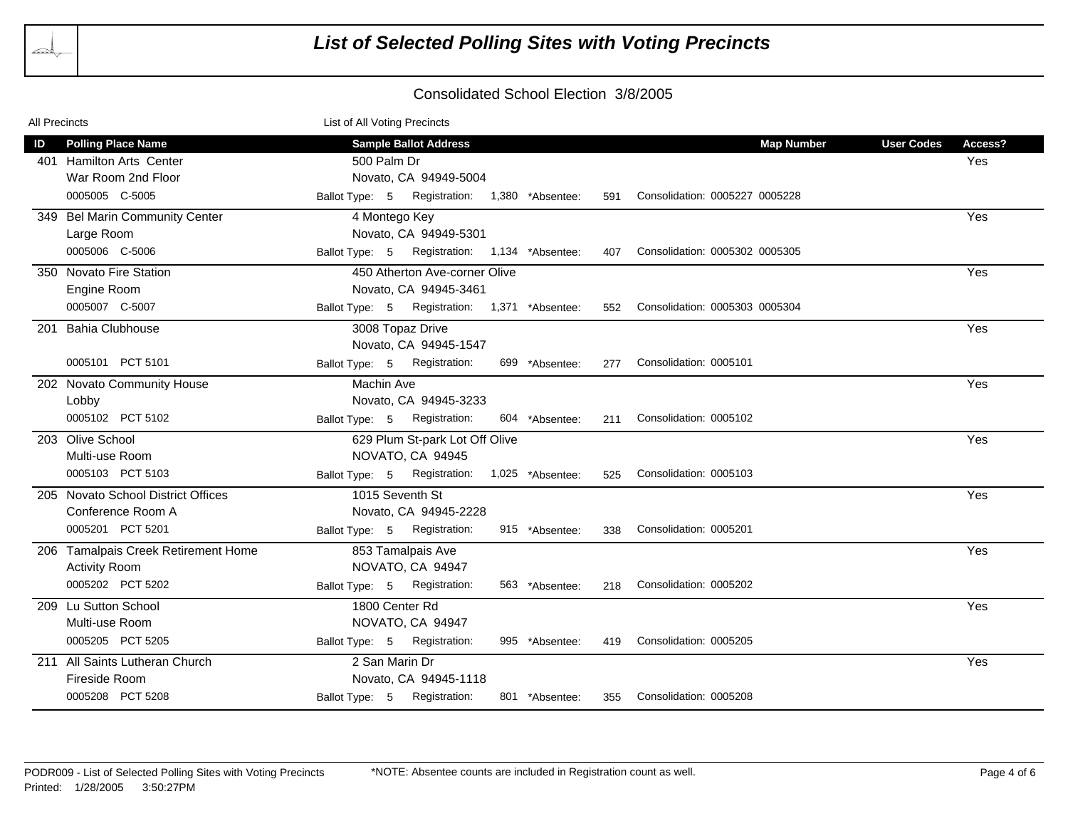# List of Selected Polling Sites with Voting Precincts

## Consolidated School Election 3/8/2005

All Precincts — List of All Voting Precincts

| ID | Polling Place Name | Sample Ballot Address | Map Number | User Codes | Access? |
|---|---|---|---|---|---|
| 401 | Hamilton Arts Center<br>War Room 2nd Floor<br>0005005 C-5005 | 500 Palm Dr<br>Novato, CA 94949-5004<br>Ballot Type: 5 Registration: 1,380 *Absentee: 591 Consolidation: 0005227 0005228 | | | Yes |
| 349 | Bel Marin Community Center<br>Large Room<br>0005006 C-5006 | 4 Montego Key<br>Novato, CA 94949-5301<br>Ballot Type: 5 Registration: 1,134 *Absentee: 407 Consolidation: 0005302 0005305 | | | Yes |
| 350 | Novato Fire Station<br>Engine Room<br>0005007 C-5007 | 450 Atherton Ave-corner Olive<br>Novato, CA 94945-3461<br>Ballot Type: 5 Registration: 1,371 *Absentee: 552 Consolidation: 0005303 0005304 | | | Yes |
| 201 | Bahia Clubhouse<br>0005101 PCT 5101 | 3008 Topaz Drive<br>Novato, CA 94945-1547<br>Ballot Type: 5 Registration: 699 *Absentee: 277 Consolidation: 0005101 | | | Yes |
| 202 | Novato Community House<br>Lobby<br>0005102 PCT 5102 | Machin Ave<br>Novato, CA 94945-3233<br>Ballot Type: 5 Registration: 604 *Absentee: 211 Consolidation: 0005102 | | | Yes |
| 203 | Olive School<br>Multi-use Room<br>0005103 PCT 5103 | 629 Plum St-park Lot Off Olive<br>NOVATO, CA 94945<br>Ballot Type: 5 Registration: 1,025 *Absentee: 525 Consolidation: 0005103 | | | Yes |
| 205 | Novato School District Offices<br>Conference Room A<br>0005201 PCT 5201 | 1015 Seventh St<br>Novato, CA 94945-2228<br>Ballot Type: 5 Registration: 915 *Absentee: 338 Consolidation: 0005201 | | | Yes |
| 206 | Tamalpais Creek Retirement Home<br>Activity Room<br>0005202 PCT 5202 | 853 Tamalpais Ave<br>NOVATO, CA 94947<br>Ballot Type: 5 Registration: 563 *Absentee: 218 Consolidation: 0005202 | | | Yes |
| 209 | Lu Sutton School<br>Multi-use Room<br>0005205 PCT 5205 | 1800 Center Rd<br>NOVATO, CA 94947<br>Ballot Type: 5 Registration: 995 *Absentee: 419 Consolidation: 0005205 | | | Yes |
| 211 | All Saints Lutheran Church<br>Fireside Room<br>0005208 PCT 5208 | 2 San Marin Dr<br>Novato, CA 94945-1118<br>Ballot Type: 5 Registration: 801 *Absentee: 355 Consolidation: 0005208 | | | Yes |

PODR009 - List of Selected Polling Sites with Voting Precincts

*NOTE: Absentee counts are included in Registration count as well.

Printed: 1/28/2005 3:50:27PM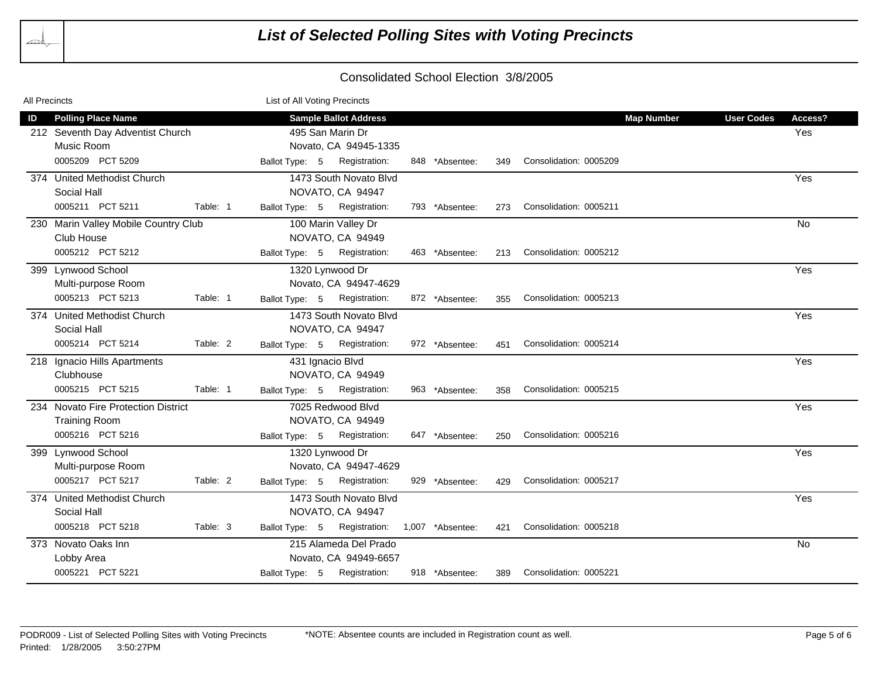# List of Selected Polling Sites with Voting Precincts

## Consolidated School Election 3/8/2005

All Precincts — List of All Voting Precincts

| ID | Polling Place Name | | Sample Ballot Address | | | | | | Map Number | User Codes | Access? |
|---|---|---|---|---|---|---|---|---|---|---|---|
| 212 | Seventh Day Adventist Church<br>Music Room<br>0005209 PCT 5209 | | 495 San Marin Dr<br>Novato, CA 94945-1335<br>Ballot Type: 5 | Registration: 848 | *Absentee: 349 | Consolidation: 0005209 | | | | | Yes |
| 374 | United Methodist Church<br>Social Hall<br>0005211 PCT 5211 | Table: 1 | 1473 South Novato Blvd<br>NOVATO, CA 94947<br>Ballot Type: 5 | Registration: 793 | *Absentee: 273 | Consolidation: 0005211 | | | | | Yes |
| 230 | Marin Valley Mobile Country Club<br>Club House<br>0005212 PCT 5212 | | 100 Marin Valley Dr<br>NOVATO, CA 94949<br>Ballot Type: 5 | Registration: 463 | *Absentee: 213 | Consolidation: 0005212 | | | | | No |
| 399 | Lynwood School<br>Multi-purpose Room<br>0005213 PCT 5213 | Table: 1 | 1320 Lynwood Dr<br>Novato, CA 94947-4629<br>Ballot Type: 5 | Registration: 872 | *Absentee: 355 | Consolidation: 0005213 | | | | | Yes |
| 374 | United Methodist Church<br>Social Hall<br>0005214 PCT 5214 | Table: 2 | 1473 South Novato Blvd<br>NOVATO, CA 94947<br>Ballot Type: 5 | Registration: 972 | *Absentee: 451 | Consolidation: 0005214 | | | | | Yes |
| 218 | Ignacio Hills Apartments<br>Clubhouse<br>0005215 PCT 5215 | Table: 1 | 431 Ignacio Blvd<br>NOVATO, CA 94949<br>Ballot Type: 5 | Registration: 963 | *Absentee: 358 | Consolidation: 0005215 | | | | | Yes |
| 234 | Novato Fire Protection District<br>Training Room<br>0005216 PCT 5216 | | 7025 Redwood Blvd<br>NOVATO, CA 94949<br>Ballot Type: 5 | Registration: 647 | *Absentee: 250 | Consolidation: 0005216 | | | | | Yes |
| 399 | Lynwood School<br>Multi-purpose Room<br>0005217 PCT 5217 | Table: 2 | 1320 Lynwood Dr<br>Novato, CA 94947-4629<br>Ballot Type: 5 | Registration: 929 | *Absentee: 429 | Consolidation: 0005217 | | | | | Yes |
| 374 | United Methodist Church<br>Social Hall<br>0005218 PCT 5218 | Table: 3 | 1473 South Novato Blvd<br>NOVATO, CA 94947<br>Ballot Type: 5 | Registration: 1,007 | *Absentee: 421 | Consolidation: 0005218 | | | | | Yes |
| 373 | Novato Oaks Inn<br>Lobby Area<br>0005221 PCT 5221 | | 215 Alameda Del Prado<br>Novato, CA 94949-6657<br>Ballot Type: 5 | Registration: 918 | *Absentee: 389 | Consolidation: 0005221 | | | | | No |

PODR009 - List of Selected Polling Sites with Voting Precincts — *NOTE: Absentee counts are included in Registration count as well.

Printed: 1/28/2005 3:50:27PM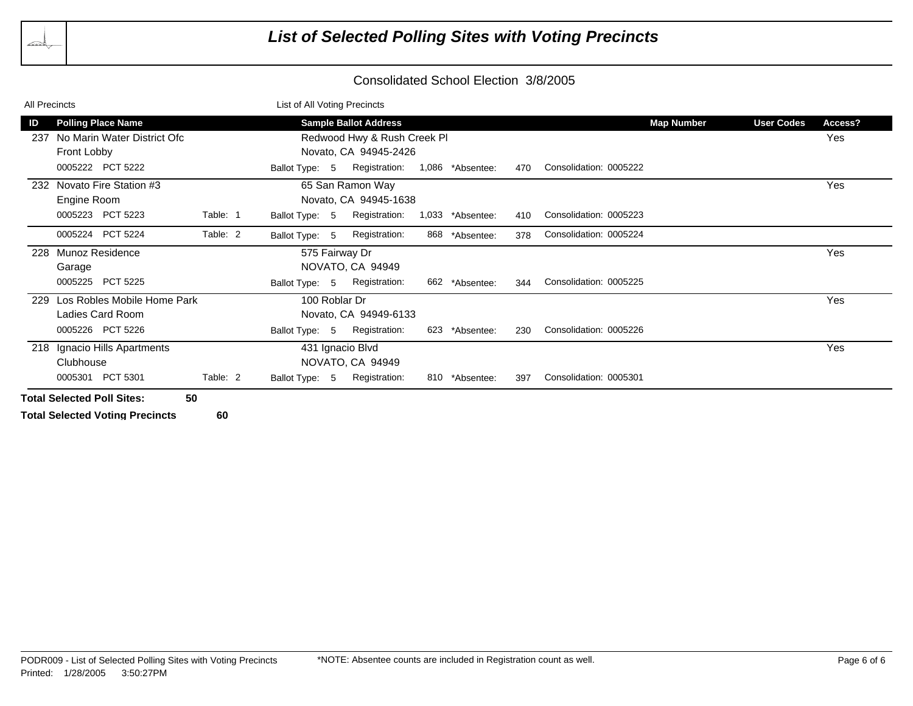# List of Selected Polling Sites with Voting Precincts

## Consolidated School Election 3/8/2005

All Precincts — List of All Voting Precincts

| ID | Polling Place Name | | Sample Ballot Address | | | | | Map Number | User Codes | Access? |
|---|---|---|---|---|---|---|---|---|---|---|
| 237 | No Marin Water District Ofc<br>Front Lobby | | Redwood Hwy & Rush Creek Pl<br>Novato, CA 94945-2426 | | | | | | | Yes |
| | 0005222 PCT 5222 | | Ballot Type: 5 | Registration: 1,086 | *Absentee: 470 | Consolidation: 0005222 | | | | |
| 232 | Novato Fire Station #3<br>Engine Room | | 65 San Ramon Way<br>Novato, CA 94945-1638 | | | | | | | Yes |
| | 0005223 PCT 5223 | Table: 1 | Ballot Type: 5 | Registration: 1,033 | *Absentee: 410 | Consolidation: 0005223 | | | | |
| | 0005224 PCT 5224 | Table: 2 | Ballot Type: 5 | Registration: 868 | *Absentee: 378 | Consolidation: 0005224 | | | | |
| 228 | Munoz Residence<br>Garage | | 575 Fairway Dr<br>NOVATO, CA 94949 | | | | | | | Yes |
| | 0005225 PCT 5225 | | Ballot Type: 5 | Registration: 662 | *Absentee: 344 | Consolidation: 0005225 | | | | |
| 229 | Los Robles Mobile Home Park<br>Ladies Card Room | | 100 Roblar Dr<br>Novato, CA 94949-6133 | | | | | | | Yes |
| | 0005226 PCT 5226 | | Ballot Type: 5 | Registration: 623 | *Absentee: 230 | Consolidation: 0005226 | | | | |
| 218 | Ignacio Hills Apartments<br>Clubhouse | | 431 Ignacio Blvd<br>NOVATO, CA 94949 | | | | | | | Yes |
| | 0005301 PCT 5301 | Table: 2 | Ballot Type: 5 | Registration: 810 | *Absentee: 397 | Consolidation: 0005301 | | | | |

**Total Selected Poll Sites: 50**

**Total Selected Voting Precincts 60**

PODR009 - List of Selected Polling Sites with Voting Precincts
Printed: 1/28/2005 3:50:27PM

*NOTE: Absentee counts are included in Registration count as well.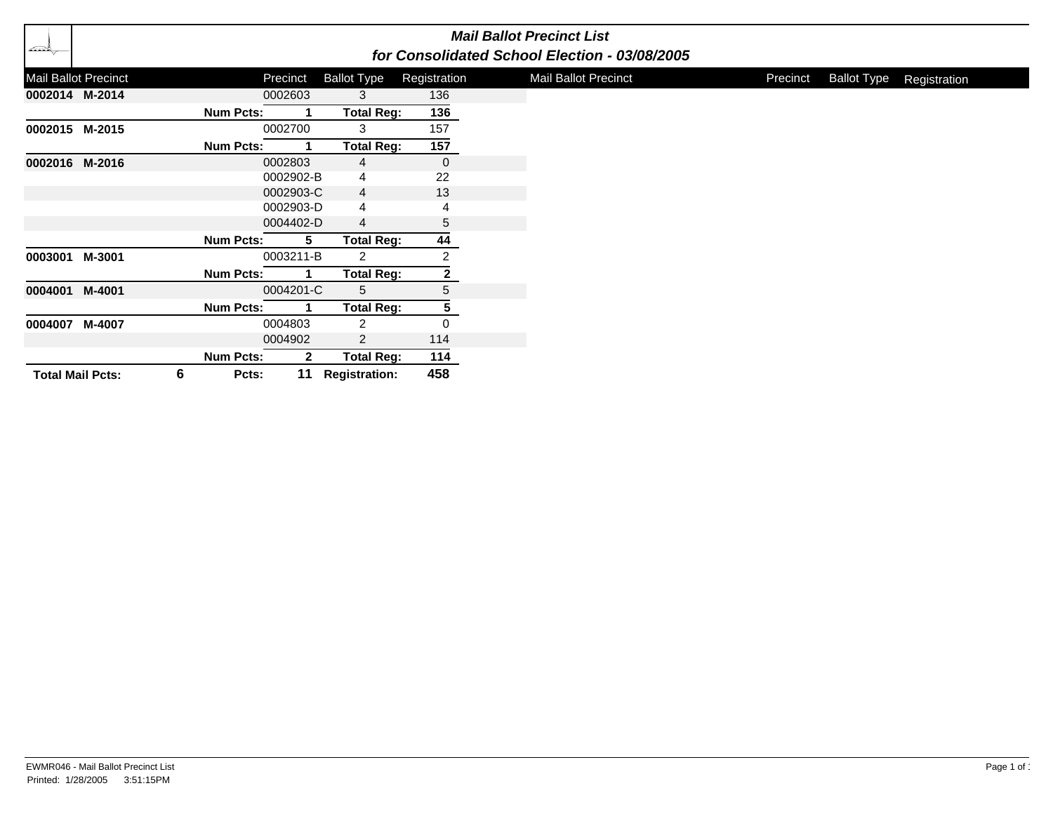# Mail Ballot Precinct List

## for Consolidated School Election - 03/08/2005

| Mail Ballot Precinct | | | Precinct | Ballot Type | Registration |
|---|---|---|---|---|---|
| **0002014** | **M-2014** | | 0002603 | 3 | 136 |
| | | **Num Pcts:** | **1** | **Total Reg:** | **136** |
| **0002015** | **M-2015** | | 0002700 | 3 | 157 |
| | | **Num Pcts:** | **1** | **Total Reg:** | **157** |
| **0002016** | **M-2016** | | 0002803 | 4 | 0 |
| | | | 0002902-B | 4 | 22 |
| | | | 0002903-C | 4 | 13 |
| | | | 0002903-D | 4 | 4 |
| | | | 0004402-D | 4 | 5 |
| | | **Num Pcts:** | **5** | **Total Reg:** | **44** |
| **0003001** | **M-3001** | | 0003211-B | 2 | 2 |
| | | **Num Pcts:** | **1** | **Total Reg:** | **2** |
| **0004001** | **M-4001** | | 0004201-C | 5 | 5 |
| | | **Num Pcts:** | **1** | **Total Reg:** | **5** |
| **0004007** | **M-4007** | | 0004803 | 2 | 0 |
| | | | 0004902 | 2 | 114 |
| | | **Num Pcts:** | **2** | **Total Reg:** | **114** |
| **Total Mail Pcts:** | **6** | **Pcts:** | **11** | **Registration:** | **458** |

EWMR046 - Mail Ballot Precinct List
Printed: 1/28/2005 3:51:15PM